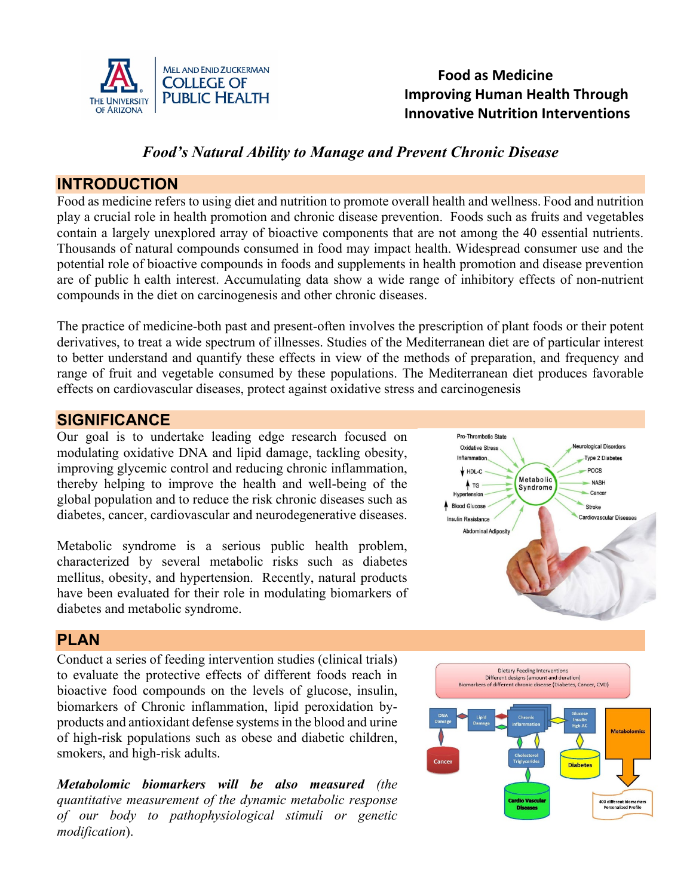MEL AND ENID ZUCKERMAN COLLEGE OF PUBLIC HEALTH
THE UNIVERSITY OF ARIZONA

# Food as Medicine
# Improving Human Health Through Innovative Nutrition Interventions

*Food's Natural Ability to Manage and Prevent Chronic Disease*

## INTRODUCTION

Food as medicine refers to using diet and nutrition to promote overall health and wellness. Food and nutrition play a crucial role in health promotion and chronic disease prevention. Foods such as fruits and vegetables contain a largely unexplored array of bioactive components that are not among the 40 essential nutrients. Thousands of natural compounds consumed in food may impact health. Widespread consumer use and the potential role of bioactive compounds in foods and supplements in health promotion and disease prevention are of public h ealth interest. Accumulating data show a wide range of inhibitory effects of non-nutrient compounds in the diet on carcinogenesis and other chronic diseases.

The practice of medicine-both past and present-often involves the prescription of plant foods or their potent derivatives, to treat a wide spectrum of illnesses. Studies of the Mediterranean diet are of particular interest to better understand and quantify these effects in view of the methods of preparation, and frequency and range of fruit and vegetable consumed by these populations. The Mediterranean diet produces favorable effects on cardiovascular diseases, protect against oxidative stress and carcinogenesis

## SIGNIFICANCE

Our goal is to undertake leading edge research focused on modulating oxidative DNA and lipid damage, tackling obesity, improving glycemic control and reducing chronic inflammation, thereby helping to improve the health and well-being of the global population and to reduce the risk chronic diseases such as diabetes, cancer, cardiovascular and neurodegenerative diseases.

Metabolic syndrome is a serious public health problem, characterized by several metabolic risks such as diabetes mellitus, obesity, and hypertension. Recently, natural products have been evaluated for their role in modulating biomarkers of diabetes and metabolic syndrome.

## PLAN

Conduct a series of feeding intervention studies (clinical trials) to evaluate the protective effects of different foods reach in bioactive food compounds on the levels of glucose, insulin, biomarkers of Chronic inflammation, lipid peroxidation by-products and antioxidant defense systems in the blood and urine of high-risk populations such as obese and diabetic children, smokers, and high-risk adults.

***Metabolomic biomarkers will be also measured*** *(the quantitative measurement of the dynamic metabolic response of our body to pathophysiological stimuli or genetic modification*).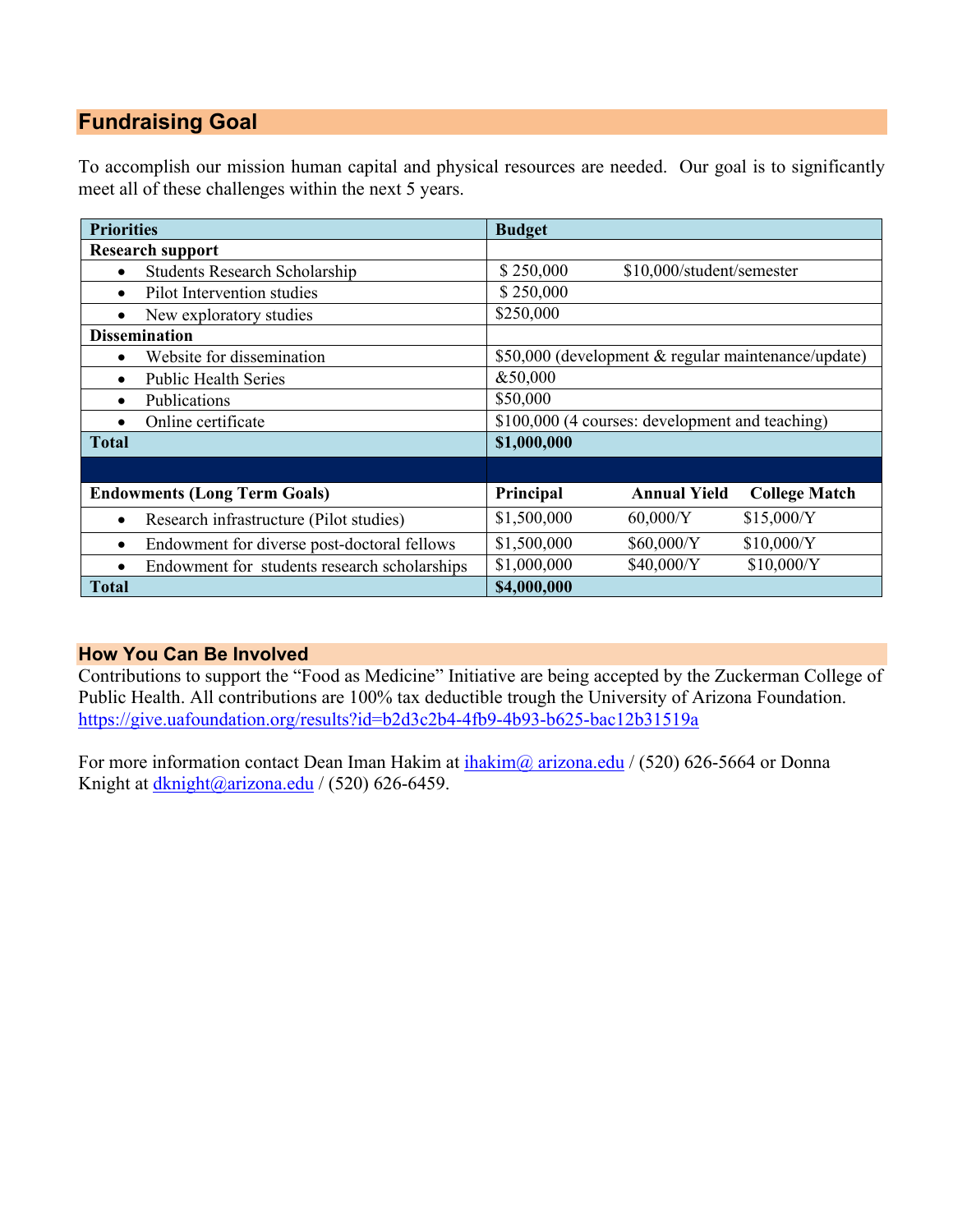## Fundraising Goal

To accomplish our mission human capital and physical resources are needed. Our goal is to significantly meet all of these challenges within the next 5 years.

| Priorities | Budget | | |
|---|---|---|---|
| **Research support** | | | |
| • Students Research Scholarship | $ 250,000 | $10,000/student/semester | |
| • Pilot Intervention studies | $ 250,000 | | |
| • New exploratory studies | $250,000 | | |
| **Dissemination** | | | |
| • Website for dissemination | $50,000 (development & regular maintenance/update) | | |
| • Public Health Series | &50,000 | | |
| • Publications | $50,000 | | |
| • Online certificate | $100,000 (4 courses: development and teaching) | | |
| **Total** | **$1,000,000** | | |
| | | | |
| **Endowments (Long Term Goals)** | **Principal** | **Annual Yield** | **College Match** |
| • Research infrastructure (Pilot studies) | $1,500,000 | 60,000/Y | $15,000/Y |
| • Endowment for diverse post-doctoral fellows | $1,500,000 | $60,000/Y | $10,000/Y |
| • Endowment for students research scholarships | $1,000,000 | $40,000/Y | $10,000/Y |
| **Total** | **$4,000,000** | | |

## How You Can Be Involved

Contributions to support the "Food as Medicine" Initiative are being accepted by the Zuckerman College of Public Health. All contributions are 100% tax deductible trough the University of Arizona Foundation.
https://give.uafoundation.org/results?id=b2d3c2b4-4fb9-4b93-b625-bac12b31519a

For more information contact Dean Iman Hakim at ihakim@ arizona.edu / (520) 626-5664 or Donna Knight at dknight@arizona.edu / (520) 626-6459.